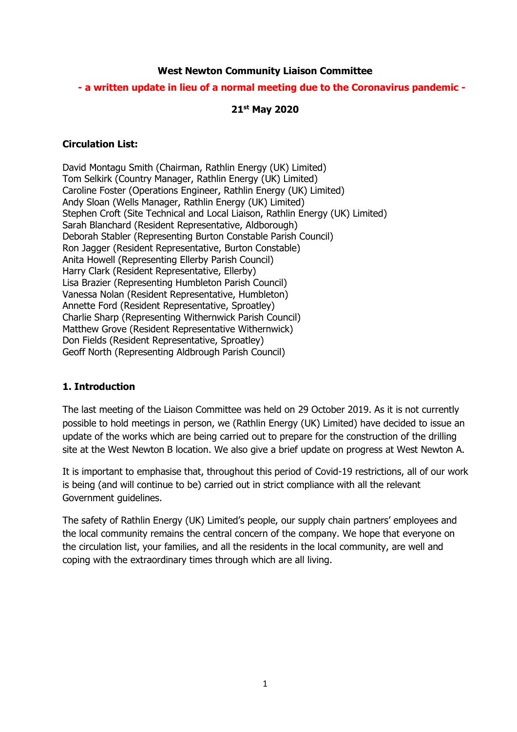**West Newton Community Liaison Committee**

**- a written update in lieu of a normal meeting due to the Coronavirus pandemic -**

**21st May 2020**

**Circulation List:**

David Montagu Smith (Chairman, Rathlin Energy (UK) Limited)
Tom Selkirk (Country Manager, Rathlin Energy (UK) Limited)
Caroline Foster (Operations Engineer, Rathlin Energy (UK) Limited)
Andy Sloan (Wells Manager, Rathlin Energy (UK) Limited)
Stephen Croft (Site Technical and Local Liaison, Rathlin Energy (UK) Limited)
Sarah Blanchard (Resident Representative, Aldborough)
Deborah Stabler (Representing Burton Constable Parish Council)
Ron Jagger (Resident Representative, Burton Constable)
Anita Howell (Representing Ellerby Parish Council)
Harry Clark (Resident Representative, Ellerby)
Lisa Brazier (Representing Humbleton Parish Council)
Vanessa Nolan (Resident Representative, Humbleton)
Annette Ford (Resident Representative, Sproatley)
Charlie Sharp (Representing Withernwick Parish Council)
Matthew Grove (Resident Representative Withernwick)
Don Fields (Resident Representative, Sproatley)
Geoff North (Representing Aldbrough Parish Council)

## 1. Introduction

The last meeting of the Liaison Committee was held on 29 October 2019. As it is not currently possible to hold meetings in person, we (Rathlin Energy (UK) Limited) have decided to issue an update of the works which are being carried out to prepare for the construction of the drilling site at the West Newton B location. We also give a brief update on progress at West Newton A.

It is important to emphasise that, throughout this period of Covid-19 restrictions, all of our work is being (and will continue to be) carried out in strict compliance with all the relevant Government guidelines.

The safety of Rathlin Energy (UK) Limited's people, our supply chain partners' employees and the local community remains the central concern of the company. We hope that everyone on the circulation list, your families, and all the residents in the local community, are well and coping with the extraordinary times through which are all living.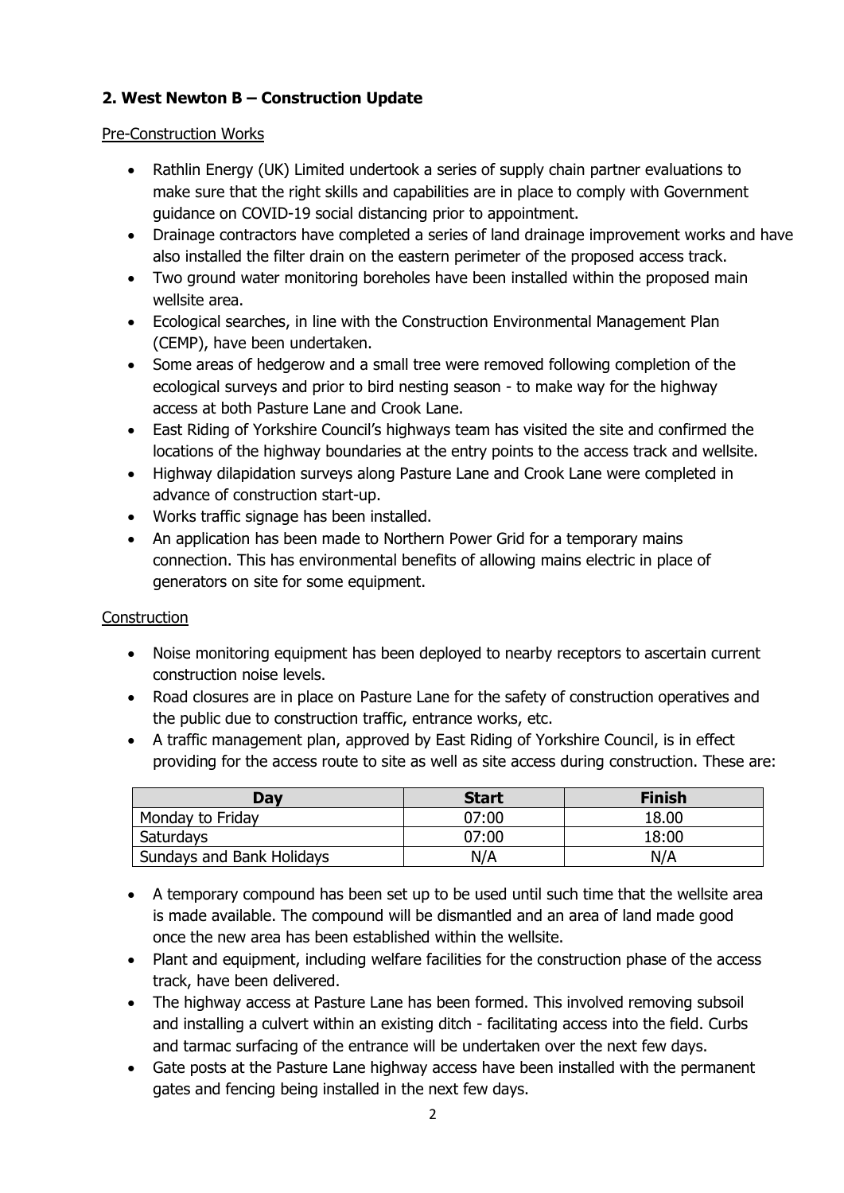## 2. West Newton B – Construction Update

Pre-Construction Works

- Rathlin Energy (UK) Limited undertook a series of supply chain partner evaluations to make sure that the right skills and capabilities are in place to comply with Government guidance on COVID-19 social distancing prior to appointment.
- Drainage contractors have completed a series of land drainage improvement works and have also installed the filter drain on the eastern perimeter of the proposed access track.
- Two ground water monitoring boreholes have been installed within the proposed main wellsite area.
- Ecological searches, in line with the Construction Environmental Management Plan (CEMP), have been undertaken.
- Some areas of hedgerow and a small tree were removed following completion of the ecological surveys and prior to bird nesting season - to make way for the highway access at both Pasture Lane and Crook Lane.
- East Riding of Yorkshire Council's highways team has visited the site and confirmed the locations of the highway boundaries at the entry points to the access track and wellsite.
- Highway dilapidation surveys along Pasture Lane and Crook Lane were completed in advance of construction start-up.
- Works traffic signage has been installed.
- An application has been made to Northern Power Grid for a temporary mains connection. This has environmental benefits of allowing mains electric in place of generators on site for some equipment.

Construction

- Noise monitoring equipment has been deployed to nearby receptors to ascertain current construction noise levels.
- Road closures are in place on Pasture Lane for the safety of construction operatives and the public due to construction traffic, entrance works, etc.
- A traffic management plan, approved by East Riding of Yorkshire Council, is in effect providing for the access route to site as well as site access during construction. These are:

| Day | Start | Finish |
|---|---|---|
| Monday to Friday | 07:00 | 18.00 |
| Saturdays | 07:00 | 18:00 |
| Sundays and Bank Holidays | N/A | N/A |

- A temporary compound has been set up to be used until such time that the wellsite area is made available. The compound will be dismantled and an area of land made good once the new area has been established within the wellsite.
- Plant and equipment, including welfare facilities for the construction phase of the access track, have been delivered.
- The highway access at Pasture Lane has been formed. This involved removing subsoil and installing a culvert within an existing ditch - facilitating access into the field. Curbs and tarmac surfacing of the entrance will be undertaken over the next few days.
- Gate posts at the Pasture Lane highway access have been installed with the permanent gates and fencing being installed in the next few days.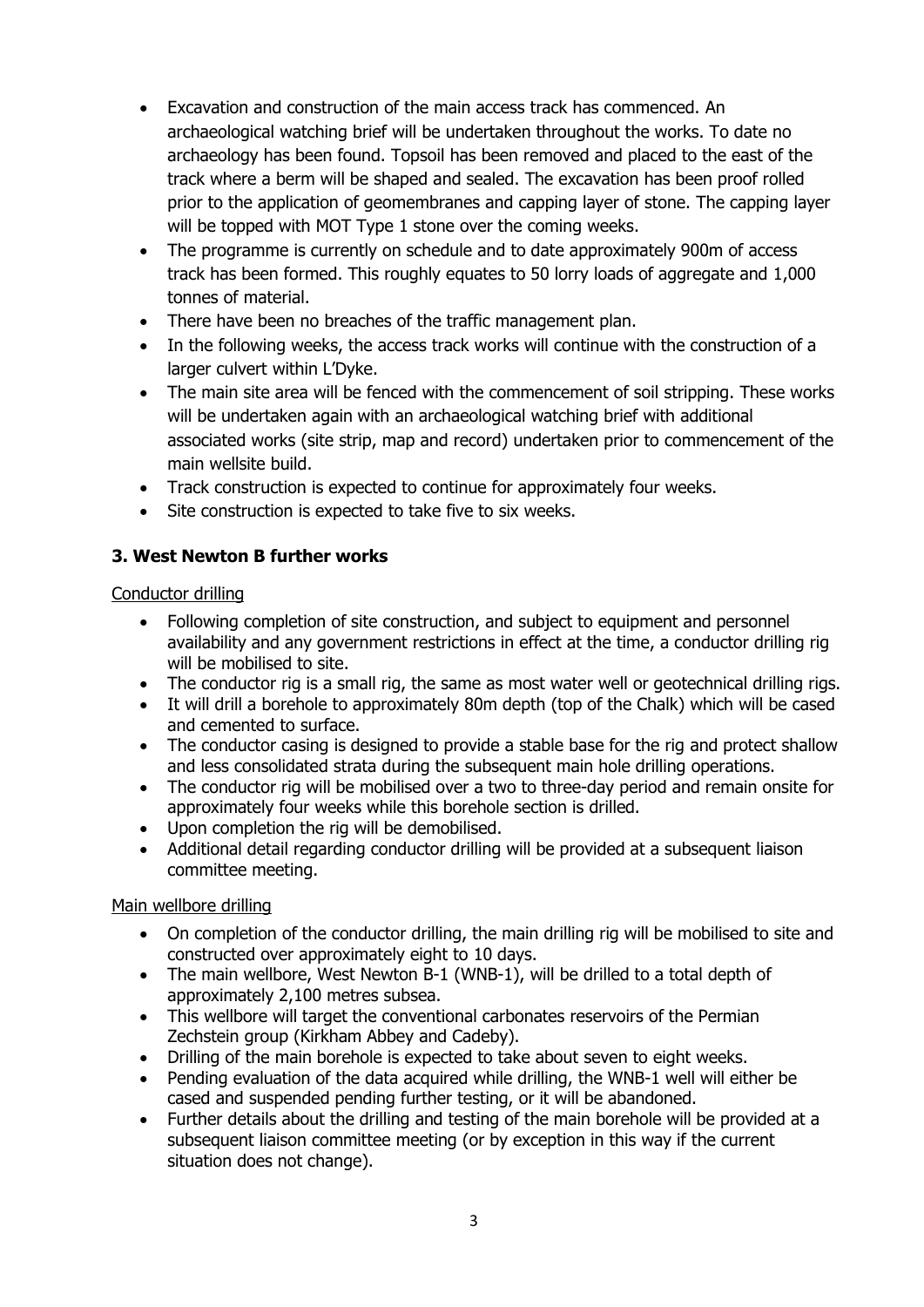- Excavation and construction of the main access track has commenced. An archaeological watching brief will be undertaken throughout the works. To date no archaeology has been found. Topsoil has been removed and placed to the east of the track where a berm will be shaped and sealed. The excavation has been proof rolled prior to the application of geomembranes and capping layer of stone. The capping layer will be topped with MOT Type 1 stone over the coming weeks.
- The programme is currently on schedule and to date approximately 900m of access track has been formed. This roughly equates to 50 lorry loads of aggregate and 1,000 tonnes of material.
- There have been no breaches of the traffic management plan.
- In the following weeks, the access track works will continue with the construction of a larger culvert within L'Dyke.
- The main site area will be fenced with the commencement of soil stripping. These works will be undertaken again with an archaeological watching brief with additional associated works (site strip, map and record) undertaken prior to commencement of the main wellsite build.
- Track construction is expected to continue for approximately four weeks.
- Site construction is expected to take five to six weeks.

### 3. West Newton B further works

Conductor drilling

- Following completion of site construction, and subject to equipment and personnel availability and any government restrictions in effect at the time, a conductor drilling rig will be mobilised to site.
- The conductor rig is a small rig, the same as most water well or geotechnical drilling rigs.
- It will drill a borehole to approximately 80m depth (top of the Chalk) which will be cased and cemented to surface.
- The conductor casing is designed to provide a stable base for the rig and protect shallow and less consolidated strata during the subsequent main hole drilling operations.
- The conductor rig will be mobilised over a two to three-day period and remain onsite for approximately four weeks while this borehole section is drilled.
- Upon completion the rig will be demobilised.
- Additional detail regarding conductor drilling will be provided at a subsequent liaison committee meeting.

Main wellbore drilling

- On completion of the conductor drilling, the main drilling rig will be mobilised to site and constructed over approximately eight to 10 days.
- The main wellbore, West Newton B-1 (WNB-1), will be drilled to a total depth of approximately 2,100 metres subsea.
- This wellbore will target the conventional carbonates reservoirs of the Permian Zechstein group (Kirkham Abbey and Cadeby).
- Drilling of the main borehole is expected to take about seven to eight weeks.
- Pending evaluation of the data acquired while drilling, the WNB-1 well will either be cased and suspended pending further testing, or it will be abandoned.
- Further details about the drilling and testing of the main borehole will be provided at a subsequent liaison committee meeting (or by exception in this way if the current situation does not change).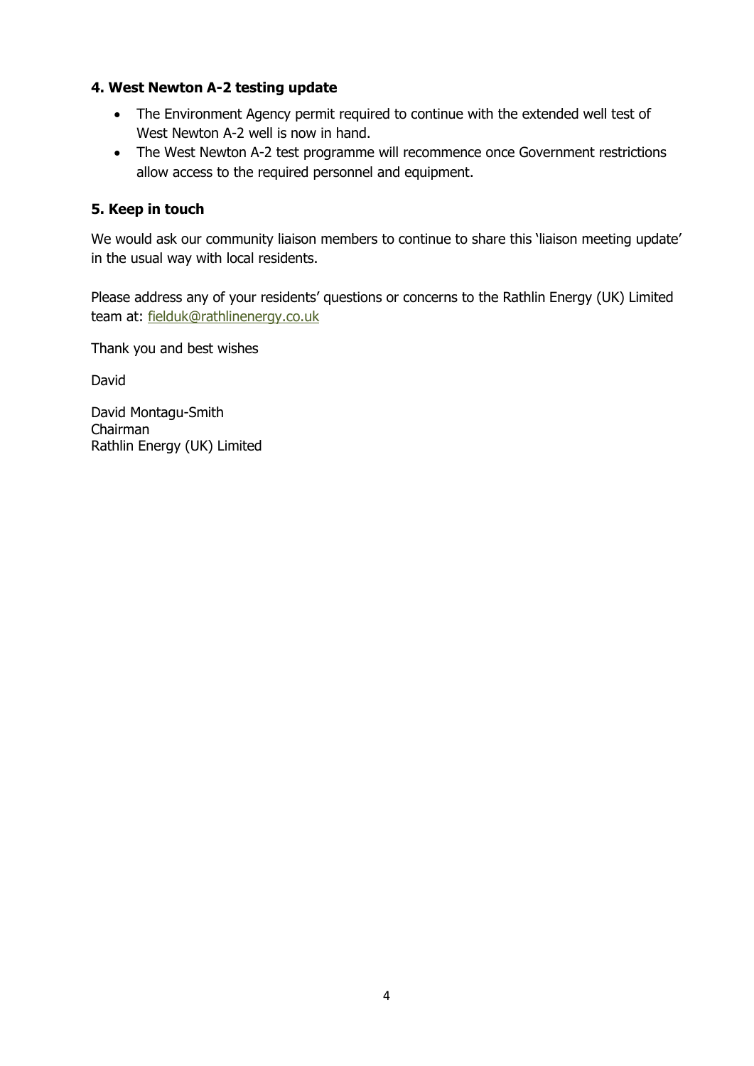**4. West Newton A-2 testing update**

- The Environment Agency permit required to continue with the extended well test of West Newton A-2 well is now in hand.
- The West Newton A-2 test programme will recommence once Government restrictions allow access to the required personnel and equipment.

**5. Keep in touch**

We would ask our community liaison members to continue to share this 'liaison meeting update' in the usual way with local residents.

Please address any of your residents' questions or concerns to the Rathlin Energy (UK) Limited team at: fielduk@rathlinenergy.co.uk

Thank you and best wishes

David

David Montagu-Smith
Chairman
Rathlin Energy (UK) Limited